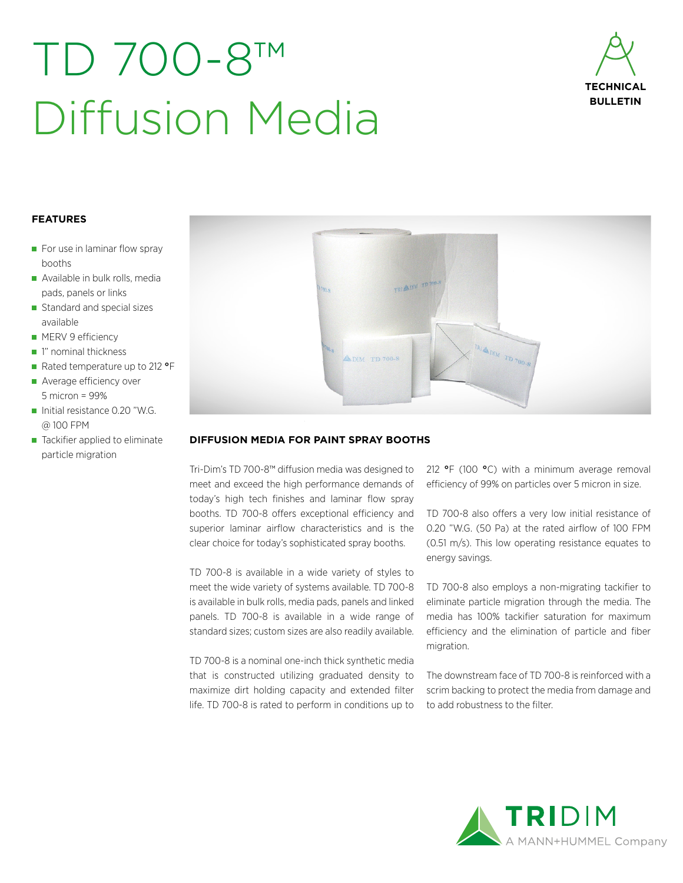# TD 700-8™ Diffusion Media

TECHNICAL BULLETIN

### FEATURES

- For use in laminar flow spray booths
- Available in bulk rolls, media pads, panels or links
- Standard and special sizes available
- MERV 9 efficiency
- 1" nominal thickness
- Rated temperature up to 212 °F
- Average efficiency over 5 micron = 99%
- Initial resistance 0.20 "W.G. @ 100 FPM
- Tackifier applied to eliminate particle migration

### DIFFUSION MEDIA FOR PAINT SPRAY BOOTHS

Tri-Dim's TD 700-8™ diffusion media was designed to meet and exceed the high performance demands of today's high tech finishes and laminar flow spray booths. TD 700-8 offers exceptional efficiency and superior laminar airflow characteristics and is the clear choice for today's sophisticated spray booths.

TD 700-8 is available in a wide variety of styles to meet the wide variety of systems available. TD 700-8 is available in bulk rolls, media pads, panels and linked panels. TD 700-8 is available in a wide range of standard sizes; custom sizes are also readily available.

TD 700-8 is a nominal one-inch thick synthetic media that is constructed utilizing graduated density to maximize dirt holding capacity and extended filter life. TD 700-8 is rated to perform in conditions up to 212 °F (100 °C) with a minimum average removal efficiency of 99% on particles over 5 micron in size.

TD 700-8 also offers a very low initial resistance of 0.20 "W.G. (50 Pa) at the rated airflow of 100 FPM (0.51 m/s). This low operating resistance equates to energy savings.

TD 700-8 also employs a non-migrating tackifier to eliminate particle migration through the media. The media has 100% tackifier saturation for maximum efficiency and the elimination of particle and fiber migration.

The downstream face of TD 700-8 is reinforced with a scrim backing to protect the media from damage and to add robustness to the filter.

TRIDIM
A MANN+HUMMEL Company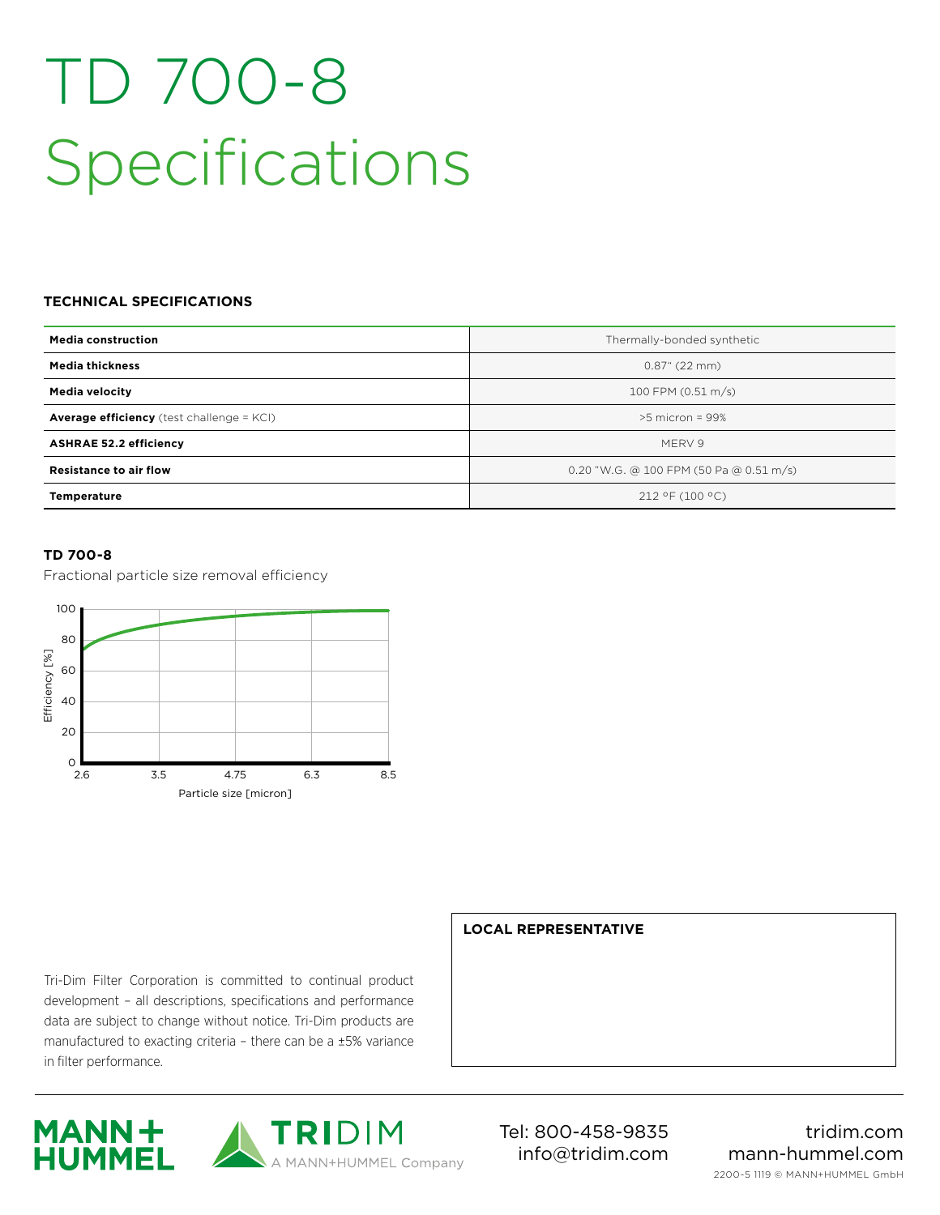# TD 700-8 Specifications

### TECHNICAL SPECIFICATIONS

| | |
|---|---|
| **Media construction** | Thermally-bonded synthetic |
| **Media thickness** | 0.87" (22 mm) |
| **Media velocity** | 100 FPM (0.51 m/s) |
| **Average efficiency** (test challenge = KCl) | >5 micron = 99% |
| **ASHRAE 52.2 efficiency** | MERV 9 |
| **Resistance to air flow** | 0.20 "W.G. @ 100 FPM (50 Pa @ 0.51 m/s) |
| **Temperature** | 212 °F (100 °C) |

### TD 700-8

Fractional particle size removal efficiency

Efficiency [%]
100
80
60
40
20
0
2.6
3.5
4.75
6.3
8.5
Particle size [micron]

Tri-Dim Filter Corporation is committed to continual product development – all descriptions, specifications and performance data are subject to change without notice. Tri-Dim products are manufactured to exacting criteria – there can be a ±5% variance in filter performance.

**LOCAL REPRESENTATIVE**

MANN+HUMMEL

TRIDIM A MANN+HUMMEL Company

Tel: 800-458-9835
info@tridim.com

tridim.com
mann-hummel.com

2200-5 1119 © MANN+HUMMEL GmbH